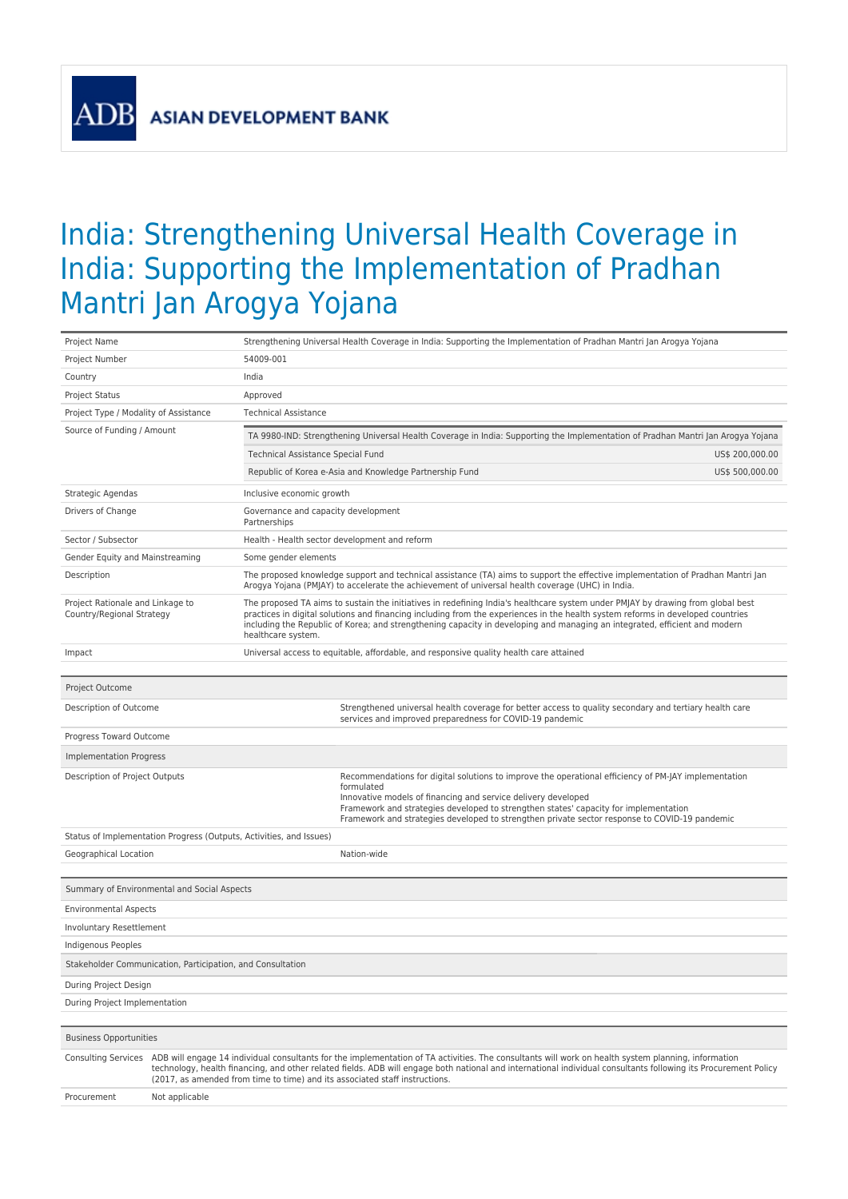ASIAN DEVELOPMENT BANK

# India: Strengthening Universal Health Coverage in India: Supporting the Implementation of Pradhan Mantri Jan Arogya Yojana

| | |
|---|---|
| Project Name | Strengthening Universal Health Coverage in India: Supporting the Implementation of Pradhan Mantri Jan Arogya Yojana |
| Project Number | 54009-001 |
| Country | India |
| Project Status | Approved |
| Project Type / Modality of Assistance | Technical Assistance |
| Source of Funding / Amount | TA 9980-IND: Strengthening Universal Health Coverage in India: Supporting the Implementation of Pradhan Mantri Jan Arogya Yojana<br>Technical Assistance Special Fund — US$ 200,000.00<br>Republic of Korea e-Asia and Knowledge Partnership Fund — US$ 500,000.00 |
| Strategic Agendas | Inclusive economic growth |
| Drivers of Change | Governance and capacity development<br>Partnerships |
| Sector / Subsector | Health - Health sector development and reform |
| Gender Equity and Mainstreaming | Some gender elements |
| Description | The proposed knowledge support and technical assistance (TA) aims to support the effective implementation of Pradhan Mantri Jan Arogya Yojana (PMJAY) to accelerate the achievement of universal health coverage (UHC) in India. |
| Project Rationale and Linkage to Country/Regional Strategy | The proposed TA aims to sustain the initiatives in redefining India's healthcare system under PMJAY by drawing from global best practices in digital solutions and financing including from the experiences in the health system reforms in developed countries including the Republic of Korea; and strengthening capacity in developing and managing an integrated, efficient and modern healthcare system. |
| Impact | Universal access to equitable, affordable, and responsive quality health care attained |

| Project Outcome | |
|---|---|
| Description of Outcome | Strengthened universal health coverage for better access to quality secondary and tertiary health care services and improved preparedness for COVID-19 pandemic |
| Progress Toward Outcome | |
| **Implementation Progress** | |
| Description of Project Outputs | Recommendations for digital solutions to improve the operational efficiency of PM-JAY implementation formulated<br>Innovative models of financing and service delivery developed<br>Framework and strategies developed to strengthen states' capacity for implementation<br>Framework and strategies developed to strengthen private sector response to COVID-19 pandemic |
| Status of Implementation Progress (Outputs, Activities, and Issues) | |
| Geographical Location | Nation-wide |

| Summary of Environmental and Social Aspects | |
|---|---|
| Environmental Aspects | |
| Involuntary Resettlement | |
| Indigenous Peoples | |
| **Stakeholder Communication, Participation, and Consultation** | |
| During Project Design | |
| During Project Implementation | |

| Business Opportunities | |
|---|---|
| Consulting Services | ADB will engage 14 individual consultants for the implementation of TA activities. The consultants will work on health system planning, information technology, health financing, and other related fields. ADB will engage both national and international individual consultants following its Procurement Policy (2017, as amended from time to time) and its associated staff instructions. |
| Procurement | Not applicable |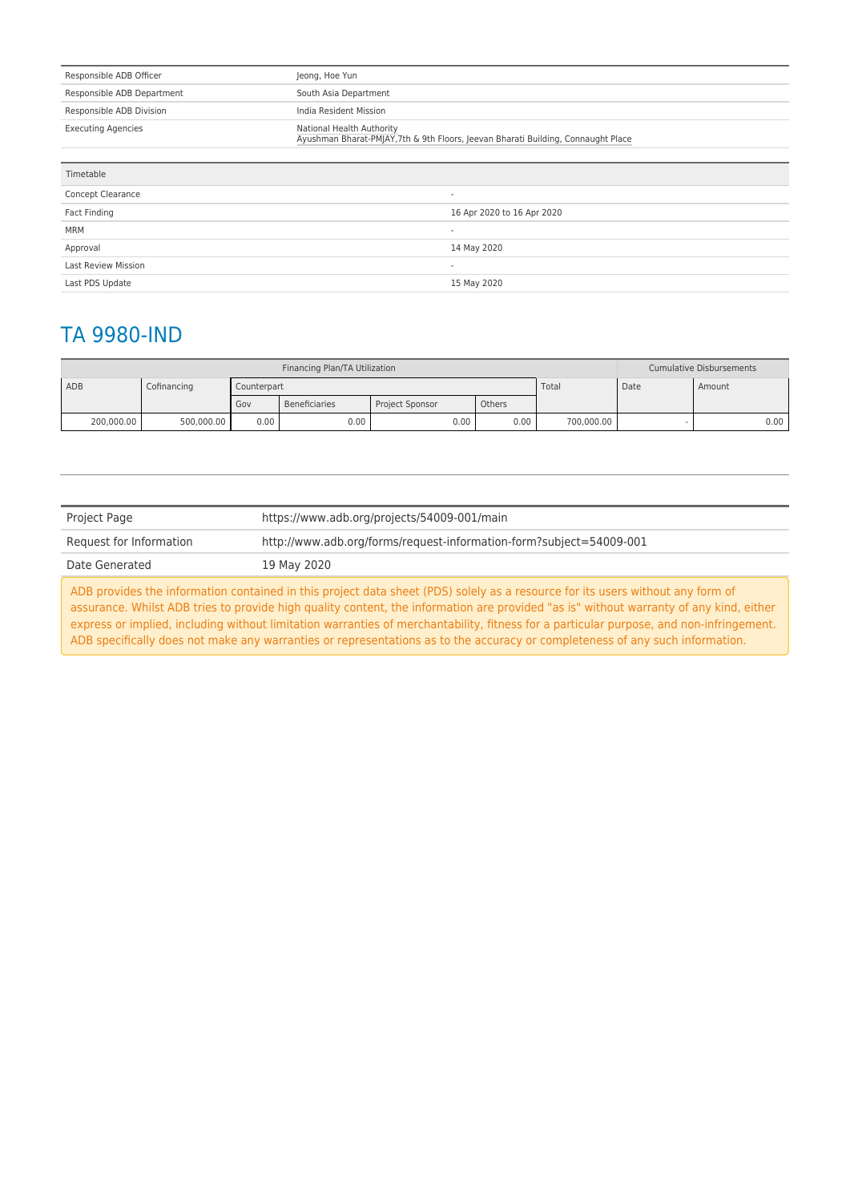| | |
|---|---|
| Responsible ADB Officer | Jeong, Hoe Yun |
| Responsible ADB Department | South Asia Department |
| Responsible ADB Division | India Resident Mission |
| Executing Agencies | National Health Authority<br>Ayushman Bharat-PMJAY,7th & 9th Floors, Jeevan Bharati Building, Connaught Place |

| Timetable | |
|---|---|
| Concept Clearance | - |
| Fact Finding | 16 Apr 2020 to 16 Apr 2020 |
| MRM | - |
| Approval | 14 May 2020 |
| Last Review Mission | - |
| Last PDS Update | 15 May 2020 |

## TA 9980-IND

| Financing Plan/TA Utilization | | | | | | | | Cumulative Disbursements | |
|---|---|---|---|---|---|---|---|---|---|
| ADB | Cofinancing | Counterpart | | | | Total | | Date | Amount |
| | | Gov | Beneficiaries | Project Sponsor | Others | | | | |
| 200,000.00 | 500,000.00 | 0.00 | 0.00 | 0.00 | 0.00 | 700,000.00 | | - | 0.00 |

| | |
|---|---|
| Project Page | https://www.adb.org/projects/54009-001/main |
| Request for Information | http://www.adb.org/forms/request-information-form?subject=54009-001 |
| Date Generated | 19 May 2020 |

ADB provides the information contained in this project data sheet (PDS) solely as a resource for its users without any form of assurance. Whilst ADB tries to provide high quality content, the information are provided "as is" without warranty of any kind, either express or implied, including without limitation warranties of merchantability, fitness for a particular purpose, and non-infringement. ADB specifically does not make any warranties or representations as to the accuracy or completeness of any such information.